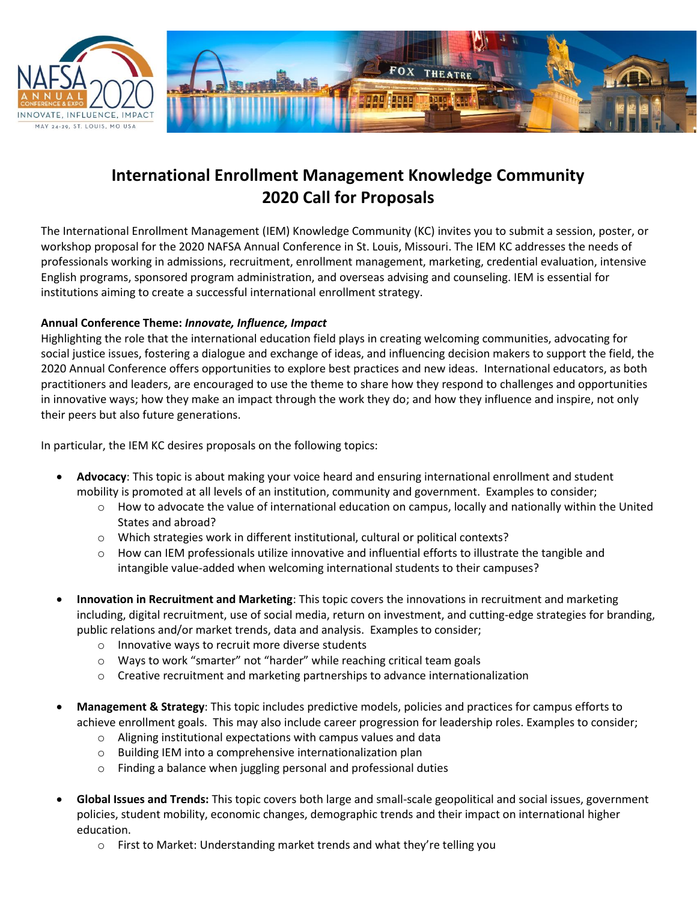# International Enrollment Management Knowledge Community
# 2020 Call for Proposals

The International Enrollment Management (IEM) Knowledge Community (KC) invites you to submit a session, poster, or workshop proposal for the 2020 NAFSA Annual Conference in St. Louis, Missouri. The IEM KC addresses the needs of professionals working in admissions, recruitment, enrollment management, marketing, credential evaluation, intensive English programs, sponsored program administration, and overseas advising and counseling. IEM is essential for institutions aiming to create a successful international enrollment strategy.

**Annual Conference Theme: *Innovate, Influence, Impact***

Highlighting the role that the international education field plays in creating welcoming communities, advocating for social justice issues, fostering a dialogue and exchange of ideas, and influencing decision makers to support the field, the 2020 Annual Conference offers opportunities to explore best practices and new ideas. International educators, as both practitioners and leaders, are encouraged to use the theme to share how they respond to challenges and opportunities in innovative ways; how they make an impact through the work they do; and how they influence and inspire, not only their peers but also future generations.

In particular, the IEM KC desires proposals on the following topics:

- **Advocacy**: This topic is about making your voice heard and ensuring international enrollment and student mobility is promoted at all levels of an institution, community and government. Examples to consider;
  - How to advocate the value of international education on campus, locally and nationally within the United States and abroad?
  - Which strategies work in different institutional, cultural or political contexts?
  - How can IEM professionals utilize innovative and influential efforts to illustrate the tangible and intangible value-added when welcoming international students to their campuses?
- **Innovation in Recruitment and Marketing**: This topic covers the innovations in recruitment and marketing including, digital recruitment, use of social media, return on investment, and cutting-edge strategies for branding, public relations and/or market trends, data and analysis. Examples to consider;
  - Innovative ways to recruit more diverse students
  - Ways to work "smarter" not "harder" while reaching critical team goals
  - Creative recruitment and marketing partnerships to advance internationalization
- **Management & Strategy**: This topic includes predictive models, policies and practices for campus efforts to achieve enrollment goals. This may also include career progression for leadership roles. Examples to consider;
  - Aligning institutional expectations with campus values and data
  - Building IEM into a comprehensive internationalization plan
  - Finding a balance when juggling personal and professional duties
- **Global Issues and Trends:** This topic covers both large and small-scale geopolitical and social issues, government policies, student mobility, economic changes, demographic trends and their impact on international higher education.
  - First to Market: Understanding market trends and what they're telling you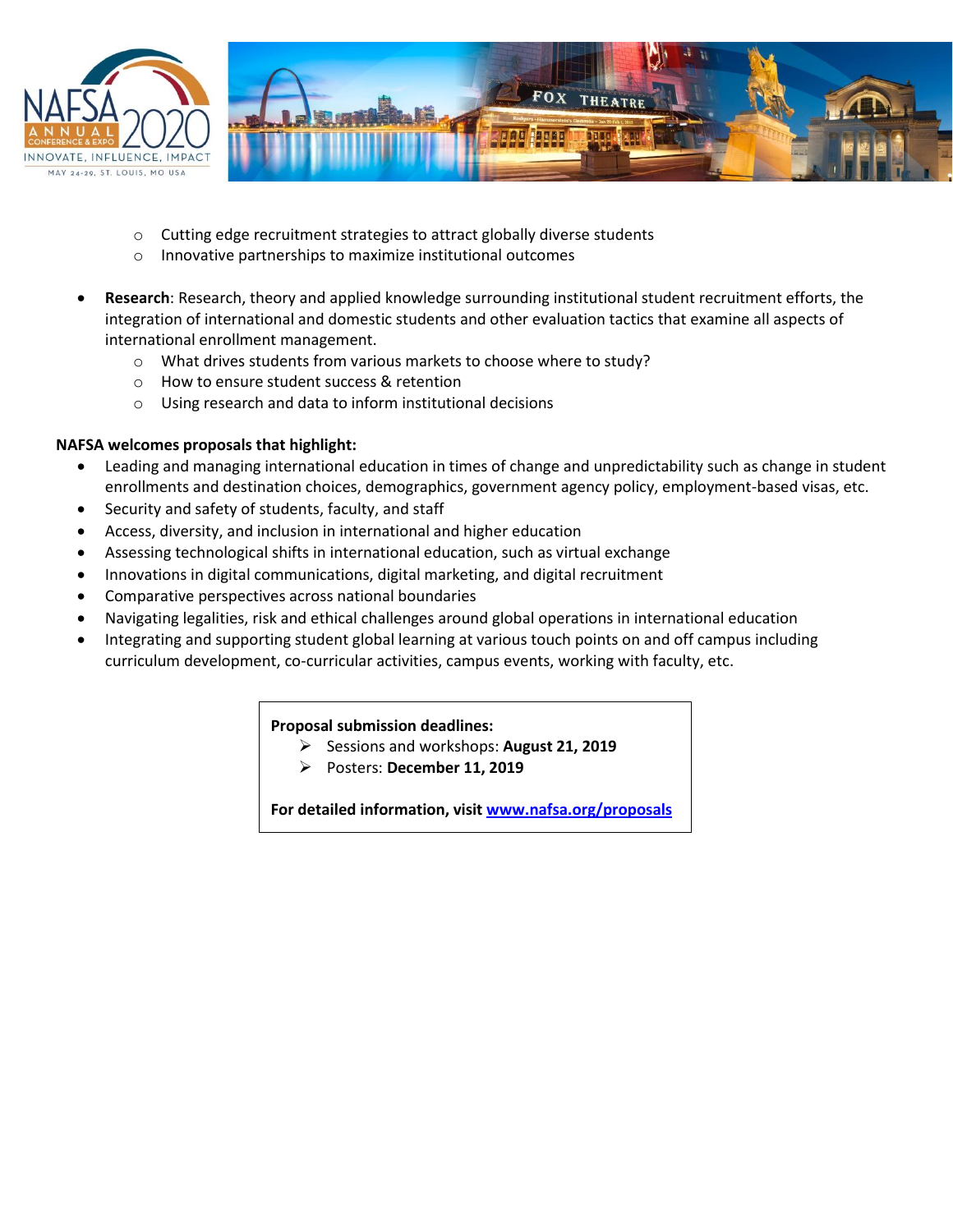- Cutting edge recruitment strategies to attract globally diverse students
  - Innovative partnerships to maximize institutional outcomes

- **Research**: Research, theory and applied knowledge surrounding institutional student recruitment efforts, the integration of international and domestic students and other evaluation tactics that examine all aspects of international enrollment management.
  - What drives students from various markets to choose where to study?
  - How to ensure student success & retention
  - Using research and data to inform institutional decisions

**NAFSA welcomes proposals that highlight:**

- Leading and managing international education in times of change and unpredictability such as change in student enrollments and destination choices, demographics, government agency policy, employment-based visas, etc.
- Security and safety of students, faculty, and staff
- Access, diversity, and inclusion in international and higher education
- Assessing technological shifts in international education, such as virtual exchange
- Innovations in digital communications, digital marketing, and digital recruitment
- Comparative perspectives across national boundaries
- Navigating legalities, risk and ethical challenges around global operations in international education
- Integrating and supporting student global learning at various touch points on and off campus including curriculum development, co-curricular activities, campus events, working with faculty, etc.

**Proposal submission deadlines:**

- Sessions and workshops: **August 21, 2019**
- Posters: **December 11, 2019**

**For detailed information, visit [www.nafsa.org/proposals](www.nafsa.org/proposals)**